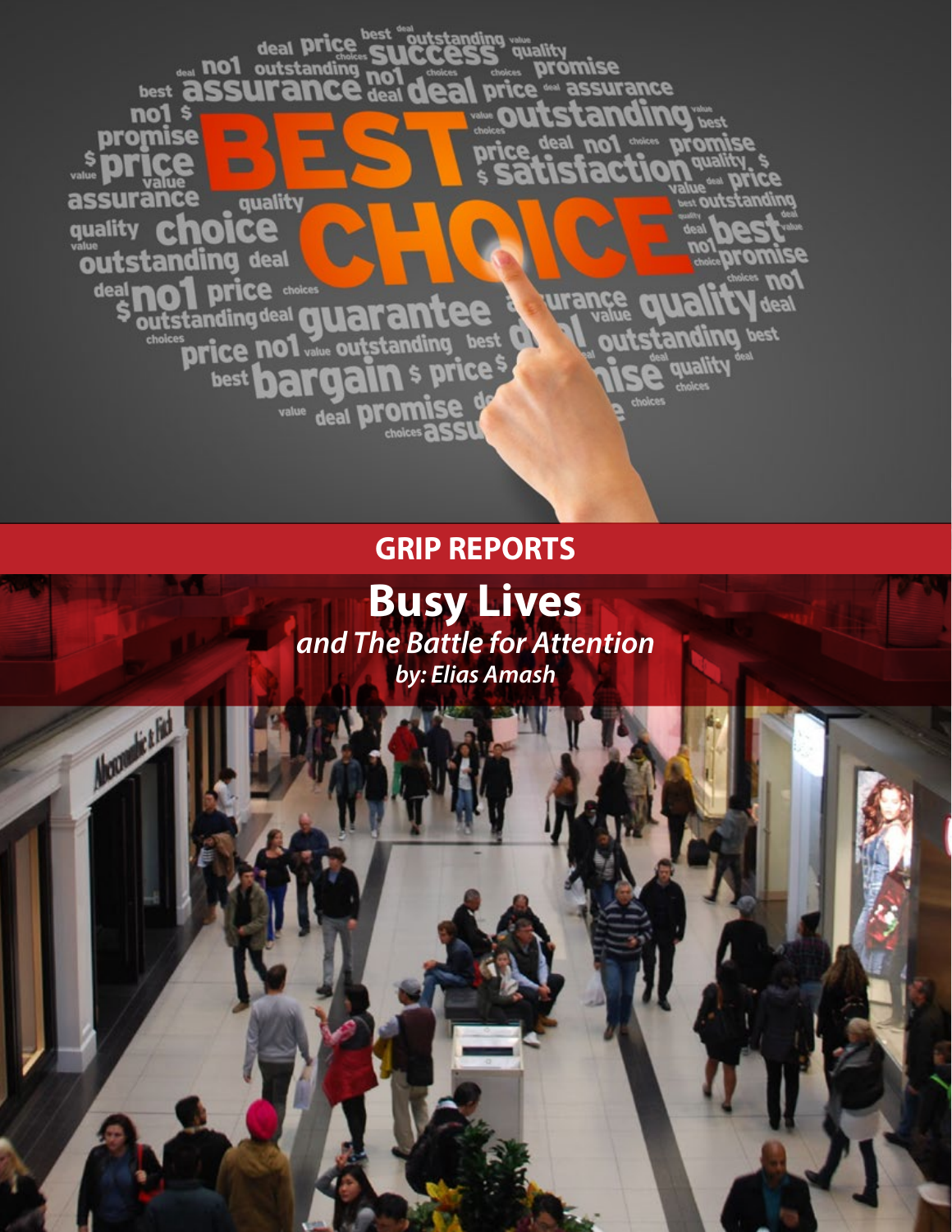GRIP REPORTS

# Busy Lives

*and The Battle for Attention*

*by: Elias Amash*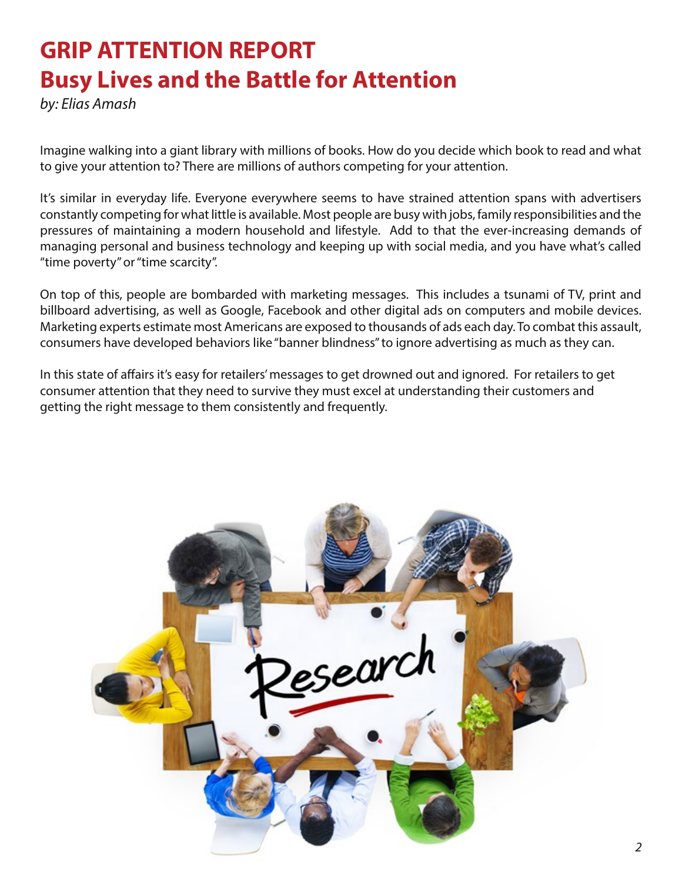# GRIP ATTENTION REPORT
# Busy Lives and the Battle for Attention

*by: Elias Amash*

Imagine walking into a giant library with millions of books. How do you decide which book to read and what to give your attention to? There are millions of authors competing for your attention.

It's similar in everyday life. Everyone everywhere seems to have strained attention spans with advertisers constantly competing for what little is available. Most people are busy with jobs, family responsibilities and the pressures of maintaining a modern household and lifestyle. Add to that the ever-increasing demands of managing personal and business technology and keeping up with social media, and you have what's called "time poverty" or "time scarcity".

On top of this, people are bombarded with marketing messages. This includes a tsunami of TV, print and billboard advertising, as well as Google, Facebook and other digital ads on computers and mobile devices. Marketing experts estimate most Americans are exposed to thousands of ads each day. To combat this assault, consumers have developed behaviors like "banner blindness" to ignore advertising as much as they can.

In this state of affairs it's easy for retailers' messages to get drowned out and ignored. For retailers to get consumer attention that they need to survive they must excel at understanding their customers and getting the right message to them consistently and frequently.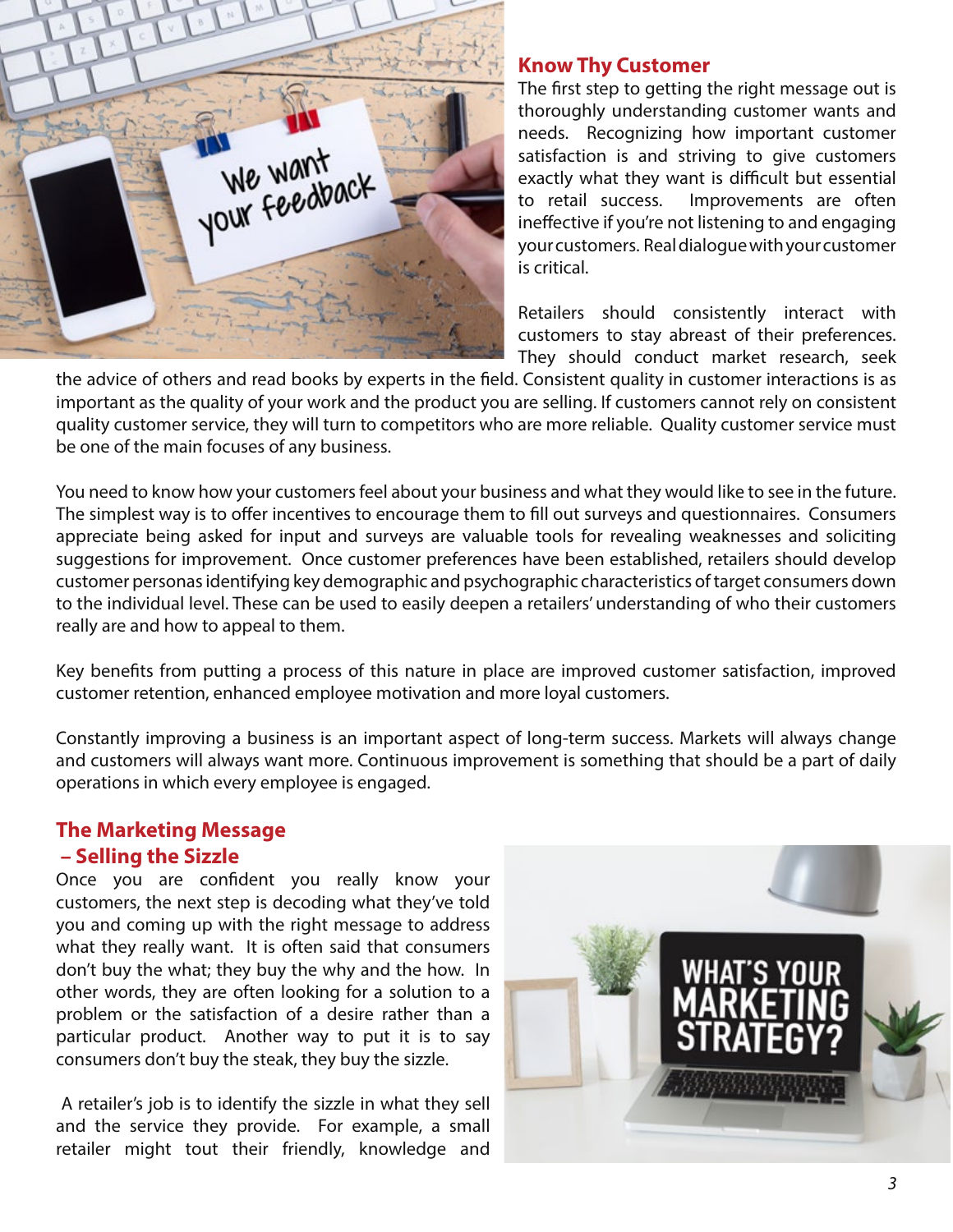## Know Thy Customer

The first step to getting the right message out is thoroughly understanding customer wants and needs. Recognizing how important customer satisfaction is and striving to give customers exactly what they want is difficult but essential to retail success. Improvements are often ineffective if you're not listening to and engaging your customers. Real dialogue with your customer is critical.

Retailers should consistently interact with customers to stay abreast of their preferences. They should conduct market research, seek the advice of others and read books by experts in the field. Consistent quality in customer interactions is as important as the quality of your work and the product you are selling. If customers cannot rely on consistent quality customer service, they will turn to competitors who are more reliable. Quality customer service must be one of the main focuses of any business.

You need to know how your customers feel about your business and what they would like to see in the future. The simplest way is to offer incentives to encourage them to fill out surveys and questionnaires. Consumers appreciate being asked for input and surveys are valuable tools for revealing weaknesses and soliciting suggestions for improvement. Once customer preferences have been established, retailers should develop customer personas identifying key demographic and psychographic characteristics of target consumers down to the individual level. These can be used to easily deepen a retailers' understanding of who their customers really are and how to appeal to them.

Key benefits from putting a process of this nature in place are improved customer satisfaction, improved customer retention, enhanced employee motivation and more loyal customers.

Constantly improving a business is an important aspect of long-term success. Markets will always change and customers will always want more. Continuous improvement is something that should be a part of daily operations in which every employee is engaged.

## The Marketing Message – Selling the Sizzle

Once you are confident you really know your customers, the next step is decoding what they've told you and coming up with the right message to address what they really want. It is often said that consumers don't buy the what; they buy the why and the how. In other words, they are often looking for a solution to a problem or the satisfaction of a desire rather than a particular product. Another way to put it is to say consumers don't buy the steak, they buy the sizzle.

A retailer's job is to identify the sizzle in what they sell and the service they provide. For example, a small retailer might tout their friendly, knowledge and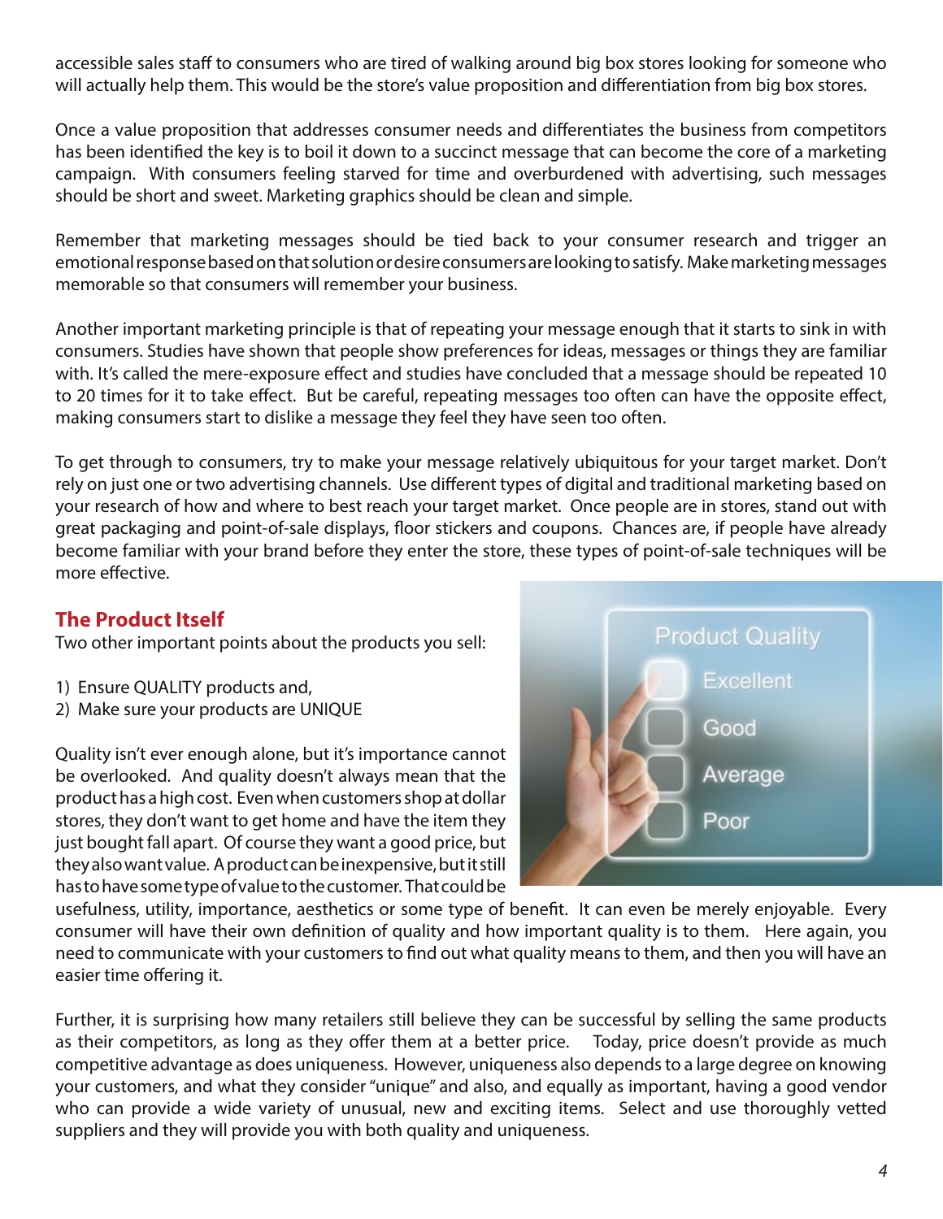accessible sales staff to consumers who are tired of walking around big box stores looking for someone who will actually help them. This would be the store's value proposition and differentiation from big box stores.

Once a value proposition that addresses consumer needs and differentiates the business from competitors has been identified the key is to boil it down to a succinct message that can become the core of a marketing campaign. With consumers feeling starved for time and overburdened with advertising, such messages should be short and sweet. Marketing graphics should be clean and simple.

Remember that marketing messages should be tied back to your consumer research and trigger an emotional response based on that solution or desire consumers are looking to satisfy. Make marketing messages memorable so that consumers will remember your business.

Another important marketing principle is that of repeating your message enough that it starts to sink in with consumers. Studies have shown that people show preferences for ideas, messages or things they are familiar with. It's called the mere-exposure effect and studies have concluded that a message should be repeated 10 to 20 times for it to take effect. But be careful, repeating messages too often can have the opposite effect, making consumers start to dislike a message they feel they have seen too often.

To get through to consumers, try to make your message relatively ubiquitous for your target market. Don't rely on just one or two advertising channels. Use different types of digital and traditional marketing based on your research of how and where to best reach your target market. Once people are in stores, stand out with great packaging and point-of-sale displays, floor stickers and coupons. Chances are, if people have already become familiar with your brand before they enter the store, these types of point-of-sale techniques will be more effective.

## The Product Itself

Two other important points about the products you sell:

1) Ensure QUALITY products and,
2) Make sure your products are UNIQUE

Quality isn't ever enough alone, but it's importance cannot be overlooked. And quality doesn't always mean that the product has a high cost. Even when customers shop at dollar stores, they don't want to get home and have the item they just bought fall apart. Of course they want a good price, but they also want value. A product can be inexpensive, but it still has to have some type of value to the customer. That could be usefulness, utility, importance, aesthetics or some type of benefit. It can even be merely enjoyable. Every consumer will have their own definition of quality and how important quality is to them. Here again, you need to communicate with your customers to find out what quality means to them, and then you will have an easier time offering it.

Further, it is surprising how many retailers still believe they can be successful by selling the same products as their competitors, as long as they offer them at a better price. Today, price doesn't provide as much competitive advantage as does uniqueness. However, uniqueness also depends to a large degree on knowing your customers, and what they consider "unique" and also, and equally as important, having a good vendor who can provide a wide variety of unusual, new and exciting items. Select and use thoroughly vetted suppliers and they will provide you with both quality and uniqueness.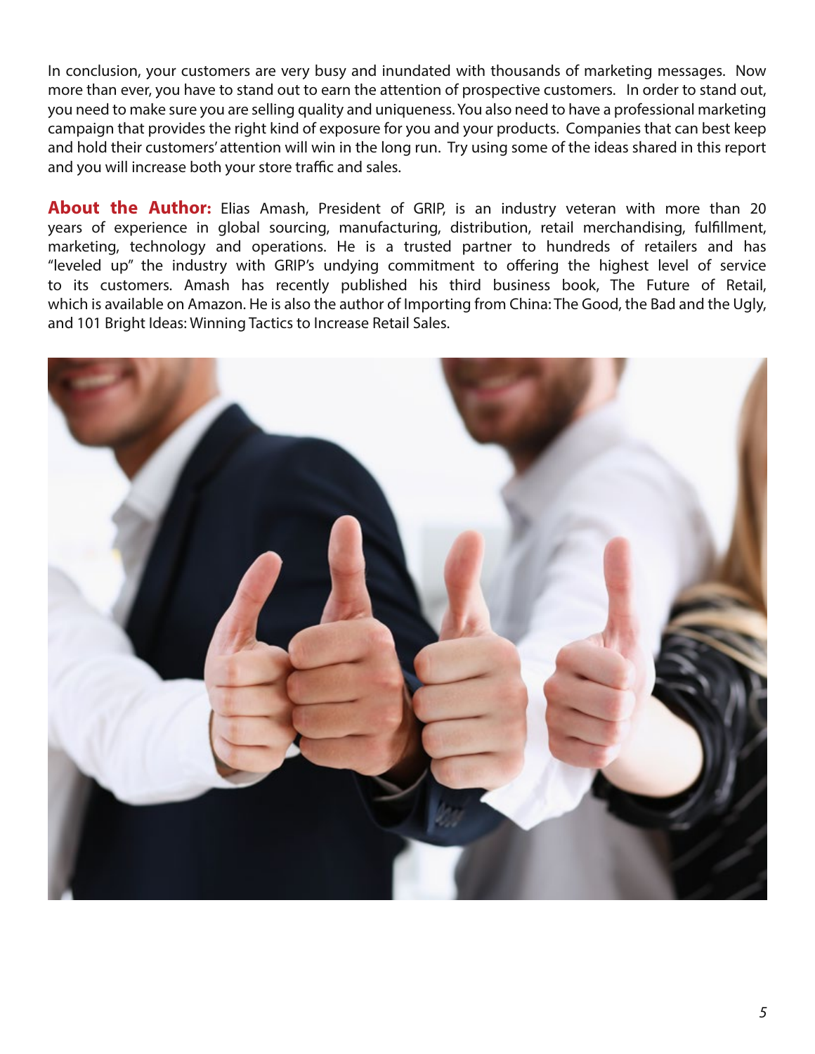In conclusion, your customers are very busy and inundated with thousands of marketing messages. Now more than ever, you have to stand out to earn the attention of prospective customers. In order to stand out, you need to make sure you are selling quality and uniqueness. You also need to have a professional marketing campaign that provides the right kind of exposure for you and your products. Companies that can best keep and hold their customers' attention will win in the long run. Try using some of the ideas shared in this report and you will increase both your store traffic and sales.

**About the Author:** Elias Amash, President of GRIP, is an industry veteran with more than 20 years of experience in global sourcing, manufacturing, distribution, retail merchandising, fulfillment, marketing, technology and operations. He is a trusted partner to hundreds of retailers and has "leveled up" the industry with GRIP's undying commitment to offering the highest level of service to its customers. Amash has recently published his third business book, The Future of Retail, which is available on Amazon. He is also the author of Importing from China: The Good, the Bad and the Ugly, and 101 Bright Ideas: Winning Tactics to Increase Retail Sales.